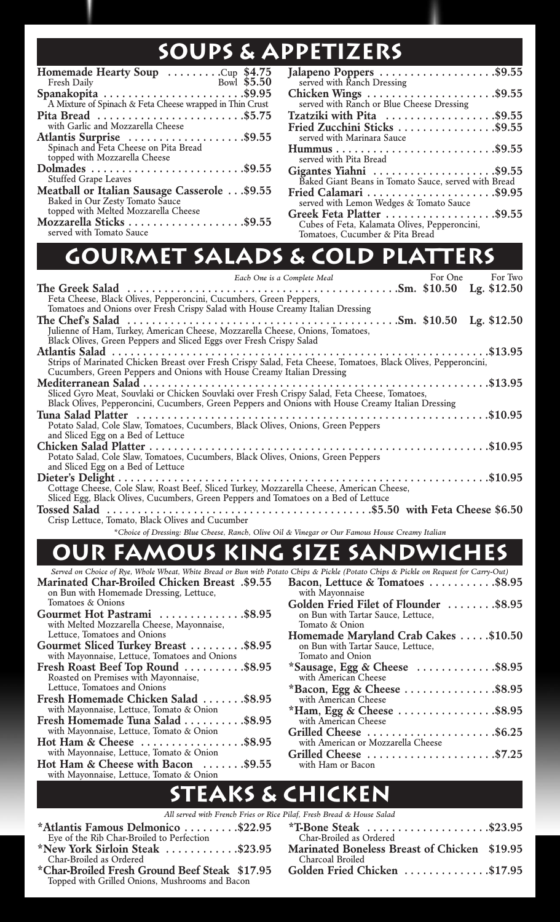# SOUPS & APPETIZERS

**Homemade Hearty Soup** .........Cup $4.75 / Bowl $5.50
Fresh Daily

**Spanakopita** ........................$9.95
A Mixture of Spinach & Feta Cheese wrapped in Thin Crust

**Pita Bread** ........................$5.75
with Garlic and Mozzarella Cheese

**Atlantis Surprise** ...................$9.55
Spinach and Feta Cheese on Pita Bread topped with Mozzarella Cheese

**Dolmades** .........................$9.55
Stuffed Grape Leaves

**Meatball or Italian Sausage Casserole** ...$9.55
Baked in Our Zesty Tomato Sauce topped with Melted Mozzarella Cheese

**Mozzarella Sticks** ...................$9.55
served with Tomato Sauce

**Jalapeno Poppers** ...................$9.55
served with Ranch Dressing

**Chicken Wings** .....................$9.55
served with Ranch or Blue Cheese Dressing

**Tzatziki with Pita** ..................$9.55

**Fried Zucchini Sticks** ................$9.55
served with Marinara Sauce

**Hummus** ..........................$9.55
served with Pita Bread

**Gigantes Yiahni** ....................$9.55
Baked Giant Beans in Tomato Sauce, served with Bread

**Fried Calamari** .....................$9.95
served with Lemon Wedges & Tomato Sauce

**Greek Feta Platter** ..................$9.55
Cubes of Feta, Kalamata Olives, Pepperoncini, Tomatoes, Cucumber & Pita Bread

# GOURMET SALADS & COLD PLATTERS

*Each One is a Complete Meal* — For One / For Two

**The Greek Salad** ............................Sm. $10.50 Lg. $12.50
Feta Cheese, Black Olives, Pepperoncini, Cucumbers, Green Peppers, Tomatoes and Onions over Fresh Crispy Salad with House Creamy Italian Dressing

**The Chef's Salad** ............................Sm. $10.50 Lg. $12.50
Julienne of Ham, Turkey, American Cheese, Mozzarella Cheese, Onions, Tomatoes, Black Olives, Green Peppers and Sliced Eggs over Fresh Crispy Salad

**Atlantis Salad** ............................$13.95
Strips of Marinated Chicken Breast over Fresh Crispy Salad, Feta Cheese, Tomatoes, Black Olives, Pepperoncini, Cucumbers, Green Peppers and Onions with House Creamy Italian Dressing

**Mediterranean Salad** ............................$13.95
Sliced Gyro Meat, Souvlaki or Chicken Souvlaki over Fresh Crispy Salad, Feta Cheese, Tomatoes, Black Olives, Pepperoncini, Cucumbers, Green Peppers and Onions with House Creamy Italian Dressing

**Tuna Salad Platter** ............................$10.95
Potato Salad, Cole Slaw, Tomatoes, Cucumbers, Black Olives, Onions, Green Peppers and Sliced Egg on a Bed of Lettuce

**Chicken Salad Platter** ............................$10.95
Potato Salad, Cole Slaw, Tomatoes, Cucumbers, Black Olives, Onions, Green Peppers and Sliced Egg on a Bed of Lettuce

**Dieter's Delight** ............................$10.95
Cottage Cheese, Cole Slaw, Roast Beef, Sliced Turkey, Mozzarella Cheese, American Cheese, Sliced Egg, Black Olives, Cucumbers, Green Peppers and Tomatoes on a Bed of Lettuce

**Tossed Salad** ............................$5.50 with Feta Cheese $6.50
Crisp Lettuce, Tomato, Black Olives and Cucumber

*\*Choice of Dressing: Blue Cheese, Ranch, Olive Oil & Vinegar or Our Famous House Creamy Italian*

# OUR FAMOUS KING SIZE SANDWICHES

*Served on Choice of Rye, Whole Wheat, White Bread or Bun with Potato Chips & Pickle (Potato Chips & Pickle on Request for Carry-Out)*

**Marinated Char-Broiled Chicken Breast** .$9.55
on Bun with Homemade Dressing, Lettuce, Tomatoes & Onions

**Gourmet Hot Pastrami** ..............$8.95
with Melted Mozzarella Cheese, Mayonnaise, Lettuce, Tomatoes and Onions

**Gourmet Sliced Turkey Breast** .........$8.95
with Mayonnaise, Lettuce, Tomatoes and Onions

**Fresh Roast Beef Top Round** ..........$8.95
Roasted on Premises with Mayonnaise, Lettuce, Tomatoes and Onions

**Fresh Homemade Chicken Salad** .......$8.95
with Mayonnaise, Lettuce, Tomato & Onion

**Fresh Homemade Tuna Salad** ..........$8.95
with Mayonnaise, Lettuce, Tomato & Onion

**Hot Ham & Cheese** .................$8.95
with Mayonnaise, Lettuce, Tomato & Onion

**Hot Ham & Cheese with Bacon** .......$9.55
with Mayonnaise, Lettuce, Tomato & Onion

**Bacon, Lettuce & Tomatoes** ...........$8.95
with Mayonnaise

**Golden Fried Filet of Flounder** ........$8.95
on Bun with Tartar Sauce, Lettuce, Tomato & Onion

**Homemade Maryland Crab Cakes** .....$10.50
on Bun with Tartar Sauce, Lettuce, Tomato and Onion

**\*Sausage, Egg & Cheese** .............$8.95
with American Cheese

**\*Bacon, Egg & Cheese** ...............$8.95
with American Cheese

**\*Ham, Egg & Cheese** ................$8.95
with American Cheese

**Grilled Cheese** .....................$6.25
with American or Mozzarella Cheese

**Grilled Cheese** .....................$7.25
with Ham or Bacon

# STEAKS & CHICKEN

*All served with French Fries or Rice Pilaf, Fresh Bread & House Salad*

**\*Atlantis Famous Delmonico** .........$22.95
Eye of the Rib Char-Broiled to Perfection

**\*New York Sirloin Steak** ............$23.95
Char-Broiled as Ordered

**\*Char-Broiled Fresh Ground Beef Steak** $17.95
Topped with Grilled Onions, Mushrooms and Bacon

**\*T-Bone Steak** ....................$23.95
Char-Broiled as Ordered

**Marinated Boneless Breast of Chicken** $19.95
Charcoal Broiled

**Golden Fried Chicken** ..............$17.95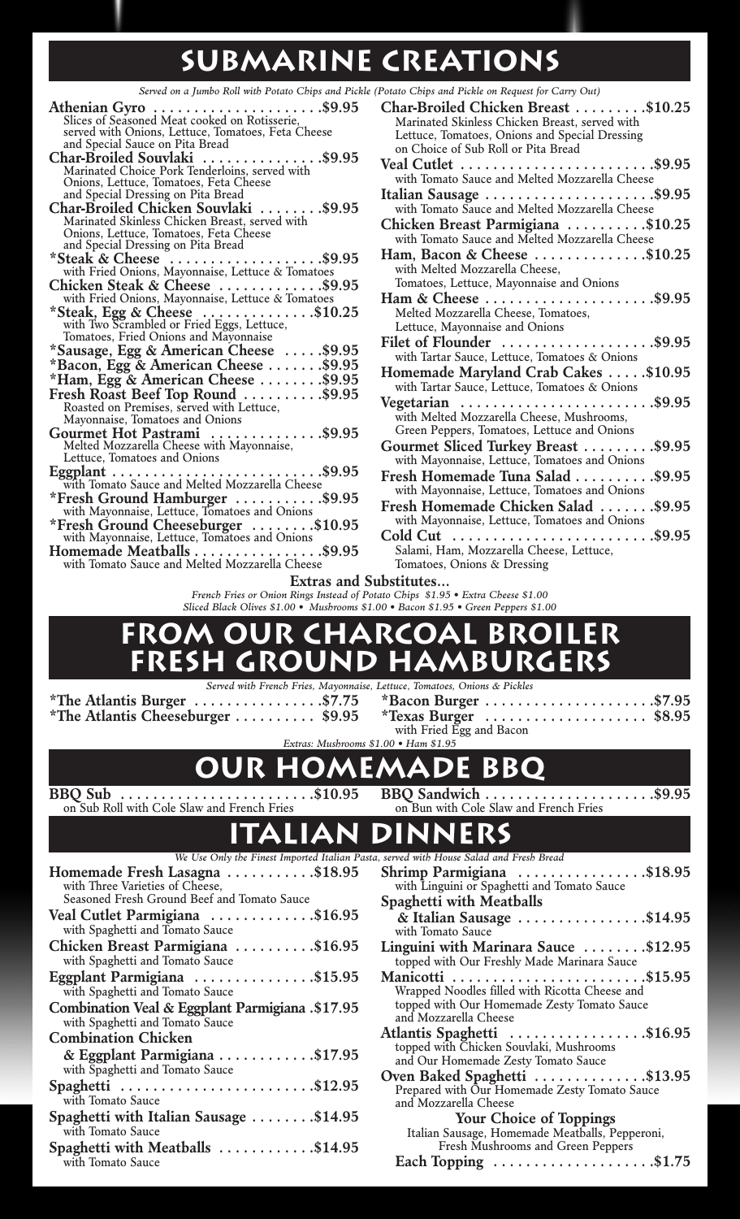# SUBMARINE CREATIONS

*Served on a Jumbo Roll with Potato Chips and Pickle (Potato Chips and Pickle on Request for Carry Out)*

**Athenian Gyro** .................... $9.95
Slices of Seasoned Meat cooked on Rotisserie, served with Onions, Lettuce, Tomatoes, Feta Cheese and Special Sauce on Pita Bread

**Char-Broiled Souvlaki** .............. $9.95
Marinated Choice Pork Tenderloins, served with Onions, Lettuce, Tomatoes, Feta Cheese and Special Dressing on Pita Bread

**Char-Broiled Chicken Souvlaki** ........ $9.95
Marinated Skinless Chicken Breast, served with Onions, Lettuce, Tomatoes, Feta Cheese and Special Dressing on Pita Bread

**\*Steak & Cheese** .................. $9.95
with Fried Onions, Mayonnaise, Lettuce & Tomatoes

**Chicken Steak & Cheese** ............ $9.95
with Fried Onions, Mayonnaise, Lettuce & Tomatoes

**\*Steak, Egg & Cheese** ............. $10.25
with Two Scrambled or Fried Eggs, Lettuce, Tomatoes, Fried Onions and Mayonnaise

**\*Sausage, Egg & American Cheese** ..... $9.95

**\*Bacon, Egg & American Cheese** ....... $9.95

**\*Ham, Egg & American Cheese** ........ $9.95

**Fresh Roast Beef Top Round** .......... $9.95
Roasted on Premises, served with Lettuce, Mayonnaise, Tomatoes and Onions

**Gourmet Hot Pastrami** .............. $9.95
Melted Mozzarella Cheese with Mayonnaise, Lettuce, Tomatoes and Onions

**Eggplant** ......................... $9.95
with Tomato Sauce and Melted Mozzarella Cheese

**\*Fresh Ground Hamburger** ........... $9.95
with Mayonnaise, Lettuce, Tomatoes and Onions

**\*Fresh Ground Cheeseburger** ........ $10.95
with Mayonnaise, Lettuce, Tomatoes and Onions

**Homemade Meatballs** ................ $9.95
with Tomato Sauce and Melted Mozzarella Cheese

**Char-Broiled Chicken Breast** ......... $10.25
Marinated Skinless Chicken Breast, served with Lettuce, Tomatoes, Onions and Special Dressing on Choice of Sub Roll or Pita Bread

**Veal Cutlet** ....................... $9.95
with Tomato Sauce and Melted Mozzarella Cheese

**Italian Sausage** .................... $9.95
with Tomato Sauce and Melted Mozzarella Cheese

**Chicken Breast Parmigiana** .......... $10.25
with Tomato Sauce and Melted Mozzarella Cheese

**Ham, Bacon & Cheese** .............. $10.25
with Melted Mozzarella Cheese, Tomatoes, Lettuce, Mayonnaise and Onions

**Ham & Cheese** ..................... $9.95
Melted Mozzarella Cheese, Tomatoes, Lettuce, Mayonnaise and Onions

**Filet of Flounder** .................. $9.95
with Tartar Sauce, Lettuce, Tomatoes & Onions

**Homemade Maryland Crab Cakes** ..... $10.95
with Tartar Sauce, Lettuce, Tomatoes & Onions

**Vegetarian** ....................... $9.95
with Melted Mozzarella Cheese, Mushrooms, Green Peppers, Tomatoes, Lettuce and Onions

**Gourmet Sliced Turkey Breast** ......... $9.95
with Mayonnaise, Lettuce, Tomatoes and Onions

**Fresh Homemade Tuna Salad** .......... $9.95
with Mayonnaise, Lettuce, Tomatoes and Onions

**Fresh Homemade Chicken Salad** ....... $9.95
with Mayonnaise, Lettuce, Tomatoes and Onions

**Cold Cut** ......................... $9.95
Salami, Ham, Mozzarella Cheese, Lettuce, Tomatoes, Onions & Dressing

**Extras and Substitutes...**

*French Fries or Onion Rings Instead of Potato Chips $1.95 • Extra Cheese $1.00*
*Sliced Black Olives $1.00 • Mushrooms $1.00 • Bacon $1.95 • Green Peppers $1.00*

# FROM OUR CHARCOAL BROILER FRESH GROUND HAMBURGERS

*Served with French Fries, Mayonnaise, Lettuce, Tomatoes, Onions & Pickles*

**\*The Atlantis Burger** ................ $7.75

**\*The Atlantis Cheeseburger** .......... $9.95

**\*Bacon Burger** .................... $7.95

**\*Texas Burger** .................... $8.95
with Fried Egg and Bacon

*Extras: Mushrooms $1.00 • Ham $1.95*

# OUR HOMEMADE BBQ

**BBQ Sub** ........................ $10.95
on Sub Roll with Cole Slaw and French Fries

**BBQ Sandwich** ..................... $9.95
on Bun with Cole Slaw and French Fries

# ITALIAN DINNERS

*We Use Only the Finest Imported Italian Pasta, served with House Salad and Fresh Bread*

**Homemade Fresh Lasagna** ........... $18.95
with Three Varieties of Cheese, Seasoned Fresh Ground Beef and Tomato Sauce

**Veal Cutlet Parmigiana** ............. $16.95
with Spaghetti and Tomato Sauce

**Chicken Breast Parmigiana** .......... $16.95
with Spaghetti and Tomato Sauce

**Eggplant Parmigiana** ............... $15.95
with Spaghetti and Tomato Sauce

**Combination Veal & Eggplant Parmigiana** . $17.95
with Spaghetti and Tomato Sauce

**Combination Chicken & Eggplant Parmigiana** ............ $17.95
with Spaghetti and Tomato Sauce

**Spaghetti** ........................ $12.95
with Tomato Sauce

**Spaghetti with Italian Sausage** ........ $14.95
with Tomato Sauce

**Spaghetti with Meatballs** ............ $14.95
with Tomato Sauce

**Shrimp Parmigiana** ................ $18.95
with Linguini or Spaghetti and Tomato Sauce

**Spaghetti with Meatballs & Italian Sausage** ................ $14.95
with Tomato Sauce

**Linguini with Marinara Sauce** ........ $12.95
topped with Our Freshly Made Marinara Sauce

**Manicotti** ........................ $15.95
Wrapped Noodles filled with Ricotta Cheese and topped with Our Homemade Zesty Tomato Sauce and Mozzarella Cheese

**Atlantis Spaghetti** ................. $16.95
topped with Chicken Souvlaki, Mushrooms and Our Homemade Zesty Tomato Sauce

**Oven Baked Spaghetti** .............. $13.95
Prepared with Our Homemade Zesty Tomato Sauce and Mozzarella Cheese

**Your Choice of Toppings**
Italian Sausage, Homemade Meatballs, Pepperoni, Fresh Mushrooms and Green Peppers

**Each Topping** .................... $1.75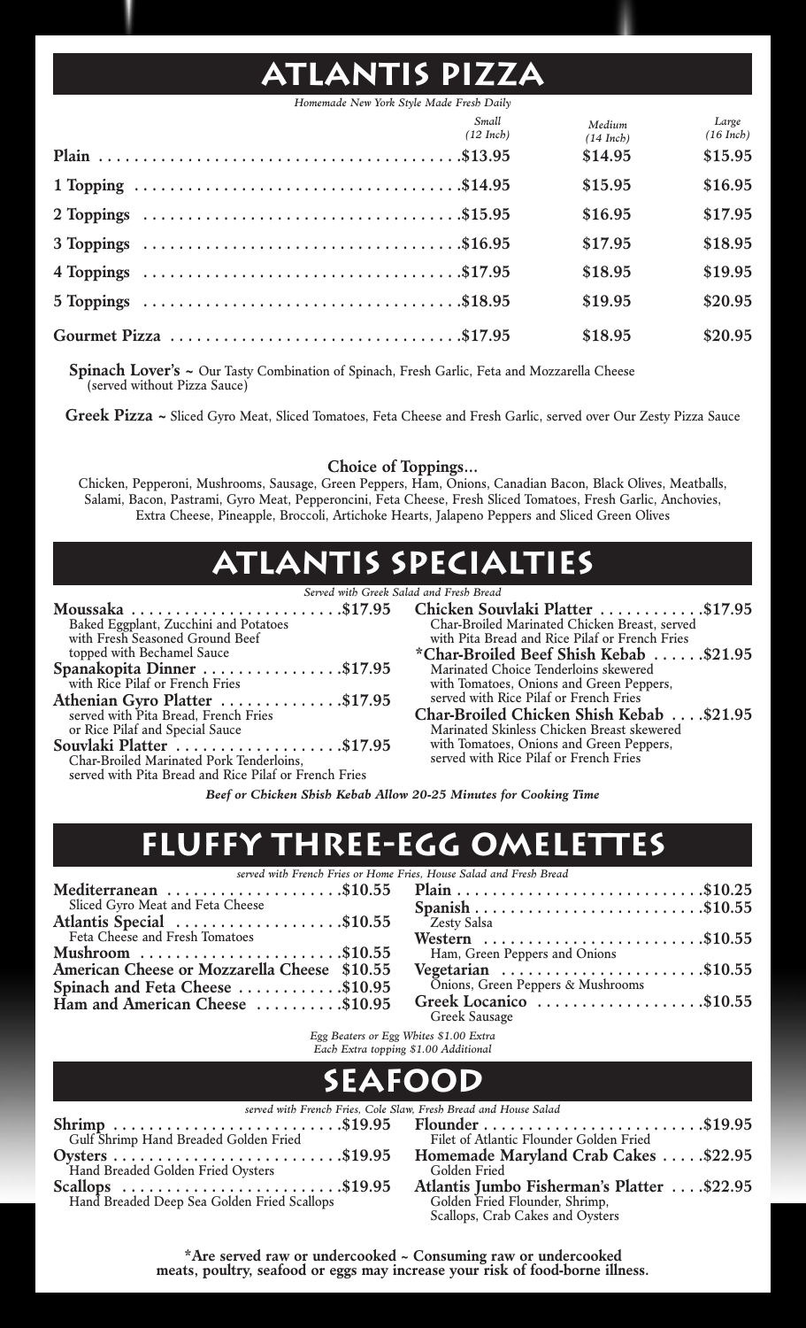# Atlantis Pizza

*Homemade New York Style Made Fresh Daily*

| | Small (12 Inch) | Medium (14 Inch) | Large (16 Inch) |
|---|---|---|---|
| **Plain** | $13.95 | $14.95 | $15.95 |
| **1 Topping** | $14.95 | $15.95 | $16.95 |
| **2 Toppings** | $15.95 | $16.95 | $17.95 |
| **3 Toppings** | $16.95 | $17.95 | $18.95 |
| **4 Toppings** | $17.95 | $18.95 | $19.95 |
| **5 Toppings** | $18.95 | $19.95 | $20.95 |
| **Gourmet Pizza** | $17.95 | $18.95 | $20.95 |

**Spinach Lover's** ~ Our Tasty Combination of Spinach, Fresh Garlic, Feta and Mozzarella Cheese (served without Pizza Sauce)

**Greek Pizza** ~ Sliced Gyro Meat, Sliced Tomatoes, Feta Cheese and Fresh Garlic, served over Our Zesty Pizza Sauce

**Choice of Toppings...**

Chicken, Pepperoni, Mushrooms, Sausage, Green Peppers, Ham, Onions, Canadian Bacon, Black Olives, Meatballs, Salami, Bacon, Pastrami, Gyro Meat, Pepperoncini, Feta Cheese, Fresh Sliced Tomatoes, Fresh Garlic, Anchovies, Extra Cheese, Pineapple, Broccoli, Artichoke Hearts, Jalapeno Peppers and Sliced Green Olives

# Atlantis Specialties

*Served with Greek Salad and Fresh Bread*

**Moussaka** ........................ **$17.95**
Baked Eggplant, Zucchini and Potatoes with Fresh Seasoned Ground Beef topped with Bechamel Sauce

**Spanakopita Dinner** ................ **$17.95**
with Rice Pilaf or French Fries

**Athenian Gyro Platter** .............. **$17.95**
served with Pita Bread, French Fries or Rice Pilaf and Special Sauce

**Souvlaki Platter** .................. **$17.95**
Char-Broiled Marinated Pork Tenderloins, served with Pita Bread and Rice Pilaf or French Fries

**Chicken Souvlaki Platter** ............ **$17.95**
Char-Broiled Marinated Chicken Breast, served with Pita Bread and Rice Pilaf or French Fries

**\*Char-Broiled Beef Shish Kebab** ...... **$21.95**
Marinated Choice Tenderloins skewered with Tomatoes, Onions and Green Peppers, served with Rice Pilaf or French Fries

**Char-Broiled Chicken Shish Kebab** .... **$21.95**
Marinated Skinless Chicken Breast skewered with Tomatoes, Onions and Green Peppers, served with Rice Pilaf or French Fries

***Beef or Chicken Shish Kebab Allow 20-25 Minutes for Cooking Time***

# Fluffy Three-Egg Omelettes

*served with French Fries or Home Fries, House Salad and Fresh Bread*

**Mediterranean** .................... **$10.55**
Sliced Gyro Meat and Feta Cheese

**Atlantis Special** .................. **$10.55**
Feta Cheese and Fresh Tomatoes

**Mushroom** ........................ **$10.55**

**American Cheese or Mozzarella Cheese** **$10.55**

**Spinach and Feta Cheese** ............ **$10.95**

**Ham and American Cheese** .......... **$10.95**

**Plain** ........................... **$10.25**

**Spanish** ......................... **$10.55**
Zesty Salsa

**Western** ......................... **$10.55**
Ham, Green Peppers and Onions

**Vegetarian** ....................... **$10.55**
Onions, Green Peppers & Mushrooms

**Greek Locanico** ................... **$10.55**
Greek Sausage

*Egg Beaters or Egg Whites $1.00 Extra*
*Each Extra topping $1.00 Additional*

# Seafood

*served with French Fries, Cole Slaw, Fresh Bread and House Salad*

**Shrimp** .......................... **$19.95**
Gulf Shrimp Hand Breaded Golden Fried

**Oysters** .......................... **$19.95**
Hand Breaded Golden Fried Oysters

**Scallops** ......................... **$19.95**
Hand Breaded Deep Sea Golden Fried Scallops

**Flounder** ......................... **$19.95**
Filet of Atlantic Flounder Golden Fried

**Homemade Maryland Crab Cakes** ..... **$22.95**
Golden Fried

**Atlantis Jumbo Fisherman's Platter** .... **$22.95**
Golden Fried Flounder, Shrimp, Scallops, Crab Cakes and Oysters

**\*Are served raw or undercooked ~ Consuming raw or undercooked meats, poultry, seafood or eggs may increase your risk of food-borne illness.**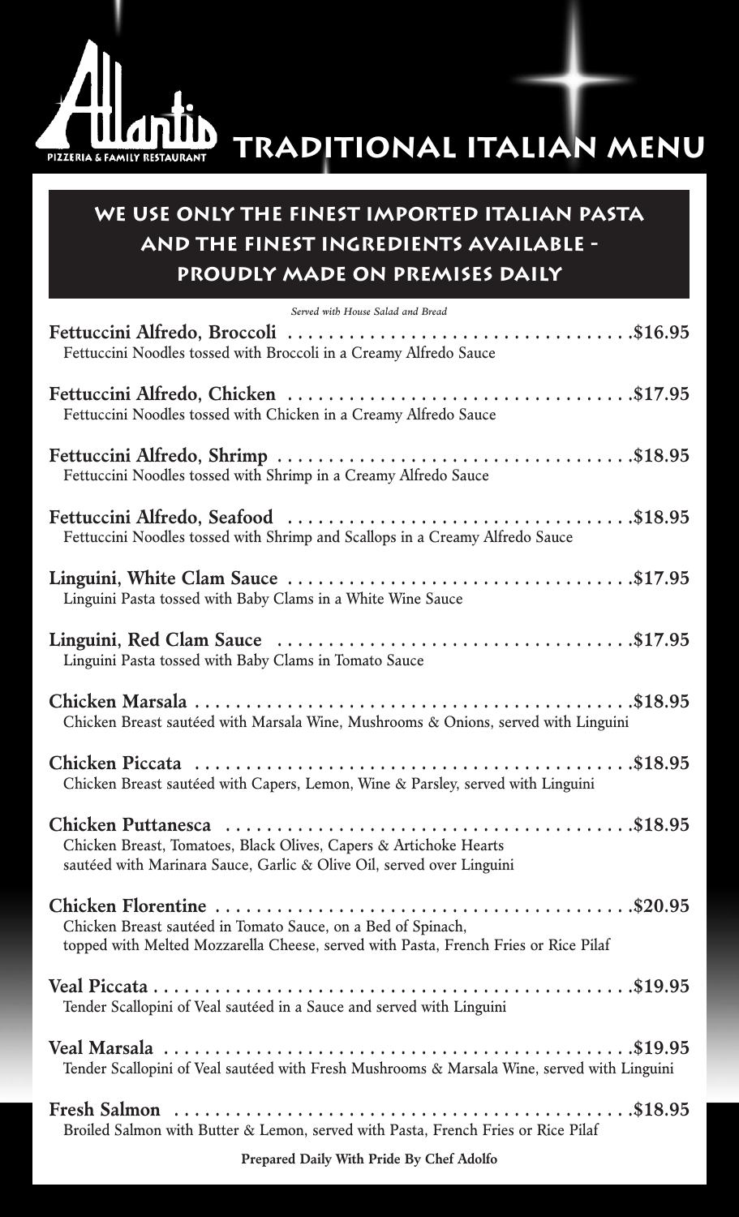# Atlantis Pizzeria & Family Restaurant

# TRADITIONAL ITALIAN MENU

## WE USE ONLY THE FINEST IMPORTED ITALIAN PASTA AND THE FINEST INGREDIENTS AVAILABLE - PROUDLY MADE ON PREMISES DAILY

*Served with House Salad and Bread*

**Fettuccini Alfredo, Broccoli** .................................. **$16.95**
Fettuccini Noodles tossed with Broccoli in a Creamy Alfredo Sauce

**Fettuccini Alfredo, Chicken** .................................. **$17.95**
Fettuccini Noodles tossed with Chicken in a Creamy Alfredo Sauce

**Fettuccini Alfredo, Shrimp** .................................. **$18.95**
Fettuccini Noodles tossed with Shrimp in a Creamy Alfredo Sauce

**Fettuccini Alfredo, Seafood** .................................. **$18.95**
Fettuccini Noodles tossed with Shrimp and Scallops in a Creamy Alfredo Sauce

**Linguini, White Clam Sauce** .................................. **$17.95**
Linguini Pasta tossed with Baby Clams in a White Wine Sauce

**Linguini, Red Clam Sauce** .................................. **$17.95**
Linguini Pasta tossed with Baby Clams in Tomato Sauce

**Chicken Marsala** .................................. **$18.95**
Chicken Breast sautéed with Marsala Wine, Mushrooms & Onions, served with Linguini

**Chicken Piccata** .................................. **$18.95**
Chicken Breast sautéed with Capers, Lemon, Wine & Parsley, served with Linguini

**Chicken Puttanesca** .................................. **$18.95**
Chicken Breast, Tomatoes, Black Olives, Capers & Artichoke Hearts sautéed with Marinara Sauce, Garlic & Olive Oil, served over Linguini

**Chicken Florentine** .................................. **$20.95**
Chicken Breast sautéed in Tomato Sauce, on a Bed of Spinach, topped with Melted Mozzarella Cheese, served with Pasta, French Fries or Rice Pilaf

**Veal Piccata** .................................. **$19.95**
Tender Scallopini of Veal sautéed in a Sauce and served with Linguini

**Veal Marsala** .................................. **$19.95**
Tender Scallopini of Veal sautéed with Fresh Mushrooms & Marsala Wine, served with Linguini

**Fresh Salmon** .................................. **$18.95**
Broiled Salmon with Butter & Lemon, served with Pasta, French Fries or Rice Pilaf

**Prepared Daily With Pride By Chef Adolfo**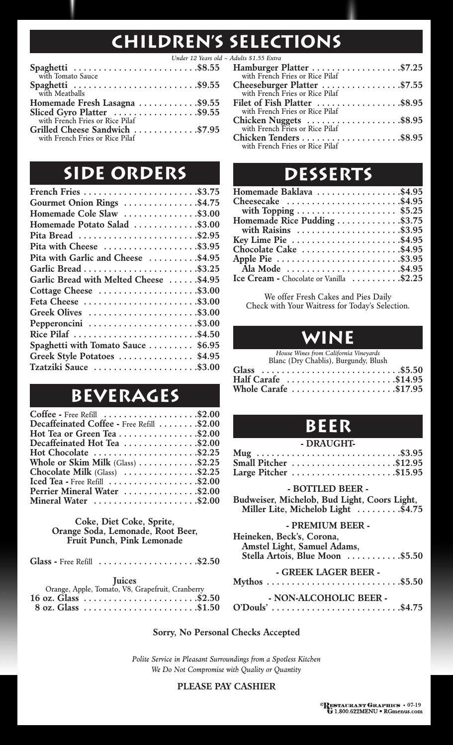# Children's Selections

*Under 12 Years old ~ Adults $1.55 Extra*

**Spaghetti** .......... $8.55
with Tomato Sauce

**Spaghetti** .......... $9.55
with Meatballs

**Homemade Fresh Lasagna** .......... $9.55

**Sliced Gyro Platter** .......... $9.55
with French Fries or Rice Pilaf

**Grilled Cheese Sandwich** .......... $7.95
with French Fries or Rice Pilaf

**Hamburger Platter** .......... $7.25
with French Fries or Rice Pilaf

**Cheeseburger Platter** .......... $7.55
with French Fries or Rice Pilaf

**Filet of Fish Platter** .......... $8.95
with French Fries or Rice Pilaf

**Chicken Nuggets** .......... $8.95
with French Fries or Rice Pilaf

**Chicken Tenders** .......... $8.95
with French Fries or Rice Pilaf

# Side Orders

**French Fries** .......... $3.75
**Gourmet Onion Rings** .......... $4.75
**Homemade Cole Slaw** .......... $3.00
**Homemade Potato Salad** .......... $3.00
**Pita Bread** .......... $2.95
**Pita with Cheese** .......... $3.95
**Pita with Garlic and Cheese** .......... $4.95
**Garlic Bread** .......... $3.25
**Garlic Bread with Melted Cheese** .......... $4.95
**Cottage Cheese** .......... $3.00
**Feta Cheese** .......... $3.00
**Greek Olives** .......... $3.00
**Pepperoncini** .......... $3.00
**Rice Pilaf** .......... $4.50
**Spaghetti with Tomato Sauce** .......... $6.95
**Greek Style Potatoes** .......... $4.95
**Tzatziki Sauce** .......... $3.00

# Beverages

**Coffee** - Free Refill .......... $2.00
**Decaffeinated Coffee** - Free Refill .......... $2.00
**Hot Tea or Green Tea** .......... $2.00
**Decaffeinated Hot Tea** .......... $2.00
**Hot Chocolate** .......... $2.25
**Whole or Skim Milk** (Glass) .......... $2.25
**Chocolate Milk** (Glass) .......... $2.25
**Iced Tea** - Free Refill .......... $2.00
**Perrier Mineral Water** .......... $2.00
**Mineral Water** .......... $2.00

**Coke, Diet Coke, Sprite, Orange Soda, Lemonade, Root Beer, Fruit Punch, Pink Lemonade**

**Glass** - Free Refill .......... $2.50

**Juices**
Orange, Apple, Tomato, V8, Grapefruit, Cranberry

**16 oz. Glass** .......... $2.50
**8 oz. Glass** .......... $1.50

# Desserts

**Homemade Baklava** .......... $4.95
**Cheesecake** .......... $4.95
**with Topping** .......... $5.25
**Homemade Rice Pudding** .......... $3.75
**with Raisins** .......... $3.95
**Key Lime Pie** .......... $4.95
**Chocolate Cake** .......... $4.95
**Apple Pie** .......... $3.95
**Ala Mode** .......... $4.95
**Ice Cream** - Chocolate or Vanilla .......... $2.25

We offer Fresh Cakes and Pies Daily
Check with Your Waitress for Today's Selection.

# Wine

*House Wines from California Vineyards*
Blanc (Dry Chablis), Burgundy, Blush

**Glass** .......... $5.50
**Half Carafe** .......... $14.95
**Whole Carafe** .......... $17.95

# Beer

**- DRAUGHT-**

**Mug** .......... $3.95
**Small Pitcher** .......... $12.95
**Large Pitcher** .......... $15.95

**- BOTTLED BEER -**

**Budweiser, Michelob, Bud Light, Coors Light, Miller Lite, Michelob Light** .......... $4.75

**- PREMIUM BEER -**

**Heineken, Beck's, Corona, Amstel Light, Samuel Adams, Stella Artois, Blue Moon** .......... $5.50

**- GREEK LAGER BEER -**

**Mythos** .......... $5.50

**- NON-ALCOHOLIC BEER -**

**O'Douls'** .......... $4.75

**Sorry, No Personal Checks Accepted**

*Polite Service in Pleasant Surroundings from a Spotless Kitchen*
*We Do Not Compromise with Quality or Quantity*

**PLEASE PAY CASHIER**

©Restaurant Graphics • 07-19
1.800.622MENU • RGmenus.com